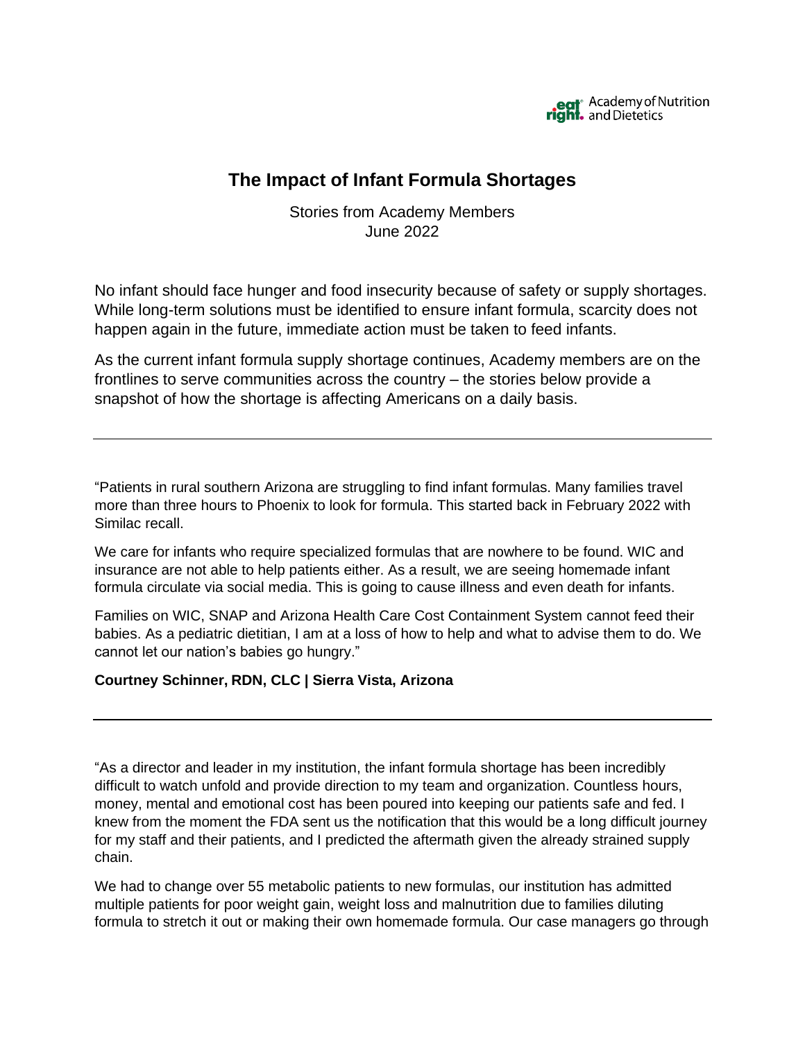eat right. Academy of Nutrition and Dietetics

# The Impact of Infant Formula Shortages

Stories from Academy Members
June 2022

No infant should face hunger and food insecurity because of safety or supply shortages. While long-term solutions must be identified to ensure infant formula, scarcity does not happen again in the future, immediate action must be taken to feed infants.

As the current infant formula supply shortage continues, Academy members are on the frontlines to serve communities across the country – the stories below provide a snapshot of how the shortage is affecting Americans on a daily basis.

---

"Patients in rural southern Arizona are struggling to find infant formulas. Many families travel more than three hours to Phoenix to look for formula. This started back in February 2022 with Similac recall.

We care for infants who require specialized formulas that are nowhere to be found. WIC and insurance are not able to help patients either. As a result, we are seeing homemade infant formula circulate via social media. This is going to cause illness and even death for infants.

Families on WIC, SNAP and Arizona Health Care Cost Containment System cannot feed their babies. As a pediatric dietitian, I am at a loss of how to help and what to advise them to do. We cannot let our nation's babies go hungry."

**Courtney Schinner, RDN, CLC | Sierra Vista, Arizona**

---

"As a director and leader in my institution, the infant formula shortage has been incredibly difficult to watch unfold and provide direction to my team and organization. Countless hours, money, mental and emotional cost has been poured into keeping our patients safe and fed. I knew from the moment the FDA sent us the notification that this would be a long difficult journey for my staff and their patients, and I predicted the aftermath given the already strained supply chain.

We had to change over 55 metabolic patients to new formulas, our institution has admitted multiple patients for poor weight gain, weight loss and malnutrition due to families diluting formula to stretch it out or making their own homemade formula. Our case managers go through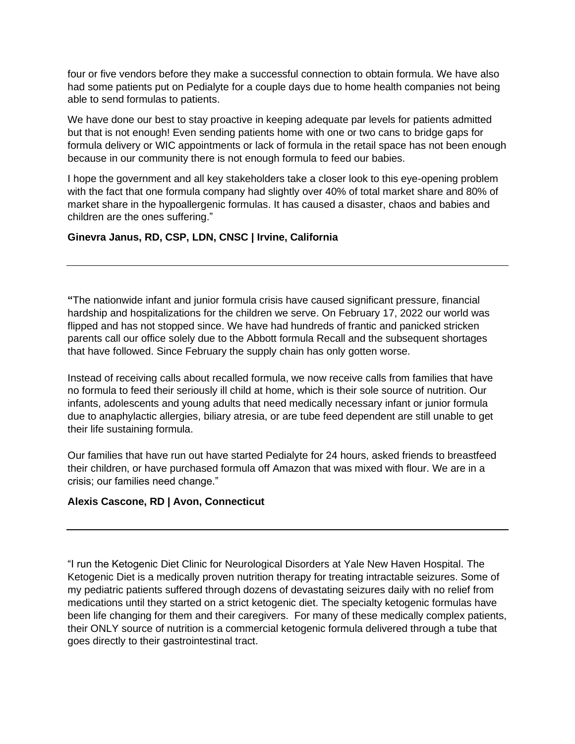four or five vendors before they make a successful connection to obtain formula. We have also had some patients put on Pedialyte for a couple days due to home health companies not being able to send formulas to patients.

We have done our best to stay proactive in keeping adequate par levels for patients admitted but that is not enough! Even sending patients home with one or two cans to bridge gaps for formula delivery or WIC appointments or lack of formula in the retail space has not been enough because in our community there is not enough formula to feed our babies.

I hope the government and all key stakeholders take a closer look to this eye-opening problem with the fact that one formula company had slightly over 40% of total market share and 80% of market share in the hypoallergenic formulas. It has caused a disaster, chaos and babies and children are the ones suffering."

**Ginevra Janus, RD, CSP, LDN, CNSC | Irvine, California**

---

**"**The nationwide infant and junior formula crisis have caused significant pressure, financial hardship and hospitalizations for the children we serve. On February 17, 2022 our world was flipped and has not stopped since. We have had hundreds of frantic and panicked stricken parents call our office solely due to the Abbott formula Recall and the subsequent shortages that have followed. Since February the supply chain has only gotten worse.

Instead of receiving calls about recalled formula, we now receive calls from families that have no formula to feed their seriously ill child at home, which is their sole source of nutrition. Our infants, adolescents and young adults that need medically necessary infant or junior formula due to anaphylactic allergies, biliary atresia, or are tube feed dependent are still unable to get their life sustaining formula.

Our families that have run out have started Pedialyte for 24 hours, asked friends to breastfeed their children, or have purchased formula off Amazon that was mixed with flour. We are in a crisis; our families need change."

**Alexis Cascone, RD | Avon, Connecticut**

---

"I run the Ketogenic Diet Clinic for Neurological Disorders at Yale New Haven Hospital. The Ketogenic Diet is a medically proven nutrition therapy for treating intractable seizures. Some of my pediatric patients suffered through dozens of devastating seizures daily with no relief from medications until they started on a strict ketogenic diet. The specialty ketogenic formulas have been life changing for them and their caregivers. For many of these medically complex patients, their ONLY source of nutrition is a commercial ketogenic formula delivered through a tube that goes directly to their gastrointestinal tract.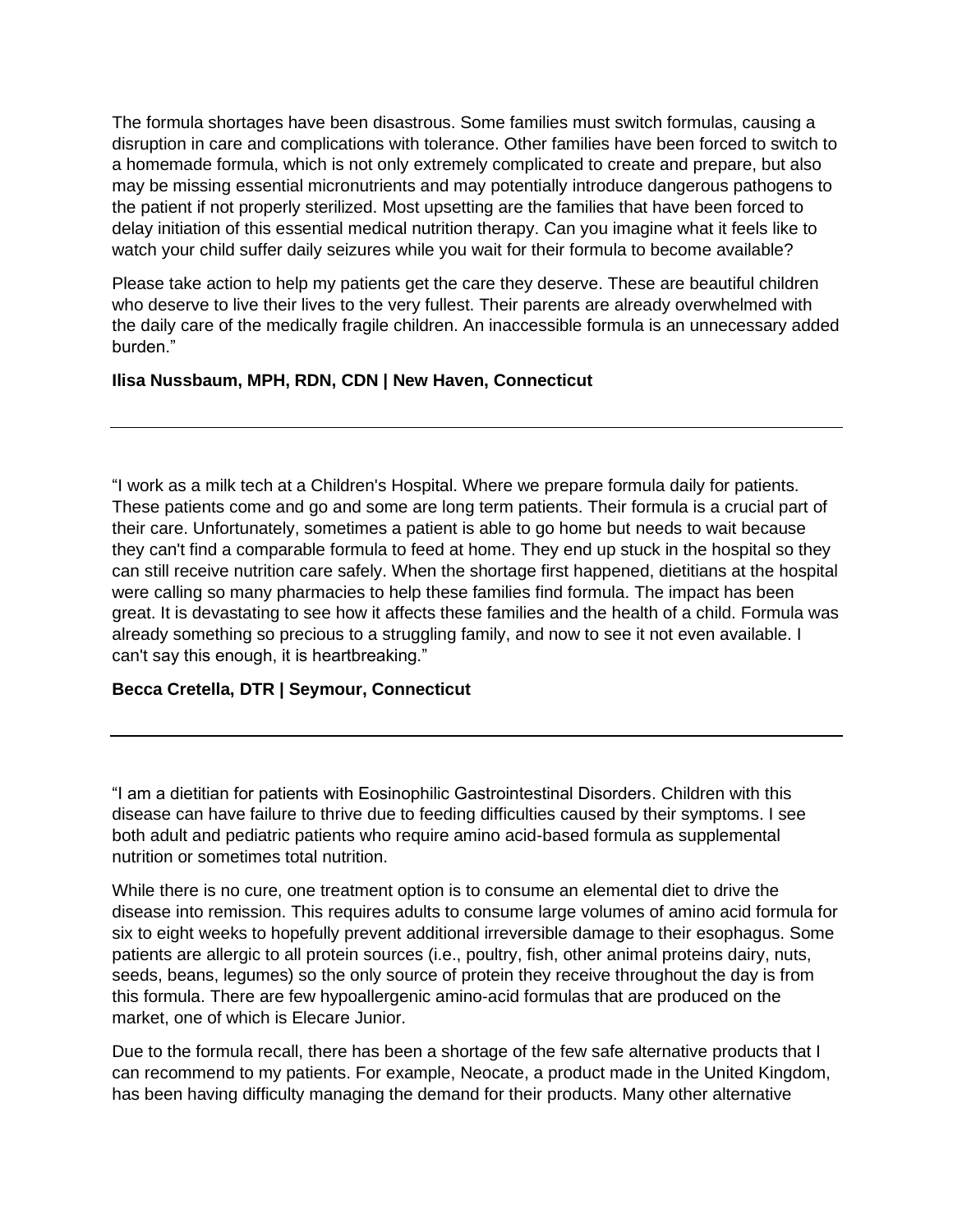The formula shortages have been disastrous. Some families must switch formulas, causing a disruption in care and complications with tolerance. Other families have been forced to switch to a homemade formula, which is not only extremely complicated to create and prepare, but also may be missing essential micronutrients and may potentially introduce dangerous pathogens to the patient if not properly sterilized. Most upsetting are the families that have been forced to delay initiation of this essential medical nutrition therapy. Can you imagine what it feels like to watch your child suffer daily seizures while you wait for their formula to become available?

Please take action to help my patients get the care they deserve. These are beautiful children who deserve to live their lives to the very fullest. Their parents are already overwhelmed with the daily care of the medically fragile children. An inaccessible formula is an unnecessary added burden."

**Ilisa Nussbaum, MPH, RDN, CDN | New Haven, Connecticut**

---

"I work as a milk tech at a Children's Hospital. Where we prepare formula daily for patients. These patients come and go and some are long term patients. Their formula is a crucial part of their care. Unfortunately, sometimes a patient is able to go home but needs to wait because they can't find a comparable formula to feed at home. They end up stuck in the hospital so they can still receive nutrition care safely. When the shortage first happened, dietitians at the hospital were calling so many pharmacies to help these families find formula. The impact has been great. It is devastating to see how it affects these families and the health of a child. Formula was already something so precious to a struggling family, and now to see it not even available. I can't say this enough, it is heartbreaking."

**Becca Cretella, DTR | Seymour, Connecticut**

---

"I am a dietitian for patients with Eosinophilic Gastrointestinal Disorders. Children with this disease can have failure to thrive due to feeding difficulties caused by their symptoms. I see both adult and pediatric patients who require amino acid-based formula as supplemental nutrition or sometimes total nutrition.

While there is no cure, one treatment option is to consume an elemental diet to drive the disease into remission. This requires adults to consume large volumes of amino acid formula for six to eight weeks to hopefully prevent additional irreversible damage to their esophagus. Some patients are allergic to all protein sources (i.e., poultry, fish, other animal proteins dairy, nuts, seeds, beans, legumes) so the only source of protein they receive throughout the day is from this formula. There are few hypoallergenic amino-acid formulas that are produced on the market, one of which is Elecare Junior.

Due to the formula recall, there has been a shortage of the few safe alternative products that I can recommend to my patients. For example, Neocate, a product made in the United Kingdom, has been having difficulty managing the demand for their products. Many other alternative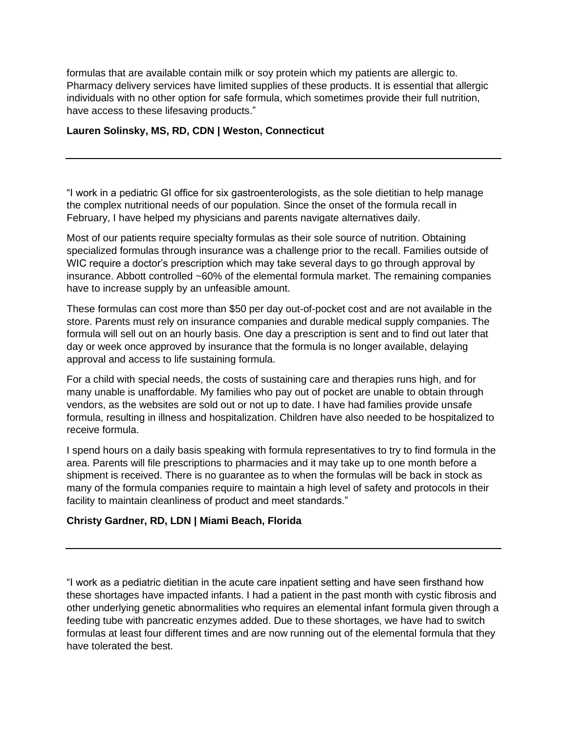formulas that are available contain milk or soy protein which my patients are allergic to. Pharmacy delivery services have limited supplies of these products. It is essential that allergic individuals with no other option for safe formula, which sometimes provide their full nutrition, have access to these lifesaving products."

**Lauren Solinsky, MS, RD, CDN | Weston, Connecticut**

---

"I work in a pediatric GI office for six gastroenterologists, as the sole dietitian to help manage the complex nutritional needs of our population. Since the onset of the formula recall in February, I have helped my physicians and parents navigate alternatives daily.

Most of our patients require specialty formulas as their sole source of nutrition. Obtaining specialized formulas through insurance was a challenge prior to the recall. Families outside of WIC require a doctor's prescription which may take several days to go through approval by insurance. Abbott controlled ~60% of the elemental formula market. The remaining companies have to increase supply by an unfeasible amount.

These formulas can cost more than $50 per day out-of-pocket cost and are not available in the store. Parents must rely on insurance companies and durable medical supply companies. The formula will sell out on an hourly basis. One day a prescription is sent and to find out later that day or week once approved by insurance that the formula is no longer available, delaying approval and access to life sustaining formula.

For a child with special needs, the costs of sustaining care and therapies runs high, and for many unable is unaffordable. My families who pay out of pocket are unable to obtain through vendors, as the websites are sold out or not up to date. I have had families provide unsafe formula, resulting in illness and hospitalization. Children have also needed to be hospitalized to receive formula.

I spend hours on a daily basis speaking with formula representatives to try to find formula in the area. Parents will file prescriptions to pharmacies and it may take up to one month before a shipment is received. There is no guarantee as to when the formulas will be back in stock as many of the formula companies require to maintain a high level of safety and protocols in their facility to maintain cleanliness of product and meet standards."

**Christy Gardner, RD, LDN | Miami Beach, Florida**

---

"I work as a pediatric dietitian in the acute care inpatient setting and have seen firsthand how these shortages have impacted infants. I had a patient in the past month with cystic fibrosis and other underlying genetic abnormalities who requires an elemental infant formula given through a feeding tube with pancreatic enzymes added. Due to these shortages, we have had to switch formulas at least four different times and are now running out of the elemental formula that they have tolerated the best.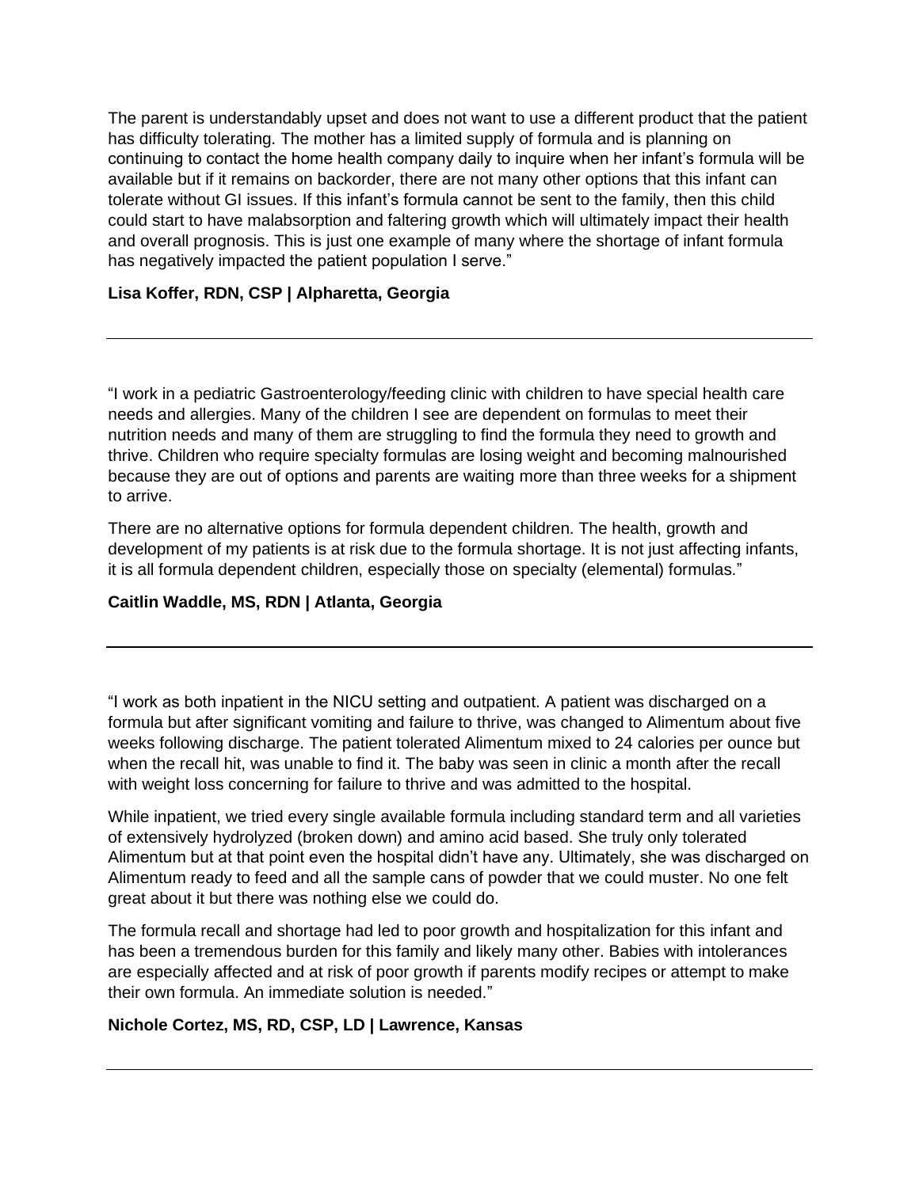The parent is understandably upset and does not want to use a different product that the patient has difficulty tolerating. The mother has a limited supply of formula and is planning on continuing to contact the home health company daily to inquire when her infant's formula will be available but if it remains on backorder, there are not many other options that this infant can tolerate without GI issues. If this infant's formula cannot be sent to the family, then this child could start to have malabsorption and faltering growth which will ultimately impact their health and overall prognosis. This is just one example of many where the shortage of infant formula has negatively impacted the patient population I serve."

**Lisa Koffer, RDN, CSP | Alpharetta, Georgia**

---

"I work in a pediatric Gastroenterology/feeding clinic with children to have special health care needs and allergies. Many of the children I see are dependent on formulas to meet their nutrition needs and many of them are struggling to find the formula they need to growth and thrive. Children who require specialty formulas are losing weight and becoming malnourished because they are out of options and parents are waiting more than three weeks for a shipment to arrive.

There are no alternative options for formula dependent children. The health, growth and development of my patients is at risk due to the formula shortage. It is not just affecting infants, it is all formula dependent children, especially those on specialty (elemental) formulas."

**Caitlin Waddle, MS, RDN | Atlanta, Georgia**

---

"I work as both inpatient in the NICU setting and outpatient. A patient was discharged on a formula but after significant vomiting and failure to thrive, was changed to Alimentum about five weeks following discharge. The patient tolerated Alimentum mixed to 24 calories per ounce but when the recall hit, was unable to find it. The baby was seen in clinic a month after the recall with weight loss concerning for failure to thrive and was admitted to the hospital.

While inpatient, we tried every single available formula including standard term and all varieties of extensively hydrolyzed (broken down) and amino acid based. She truly only tolerated Alimentum but at that point even the hospital didn't have any. Ultimately, she was discharged on Alimentum ready to feed and all the sample cans of powder that we could muster. No one felt great about it but there was nothing else we could do.

The formula recall and shortage had led to poor growth and hospitalization for this infant and has been a tremendous burden for this family and likely many other. Babies with intolerances are especially affected and at risk of poor growth if parents modify recipes or attempt to make their own formula. An immediate solution is needed."

**Nichole Cortez, MS, RD, CSP, LD | Lawrence, Kansas**

---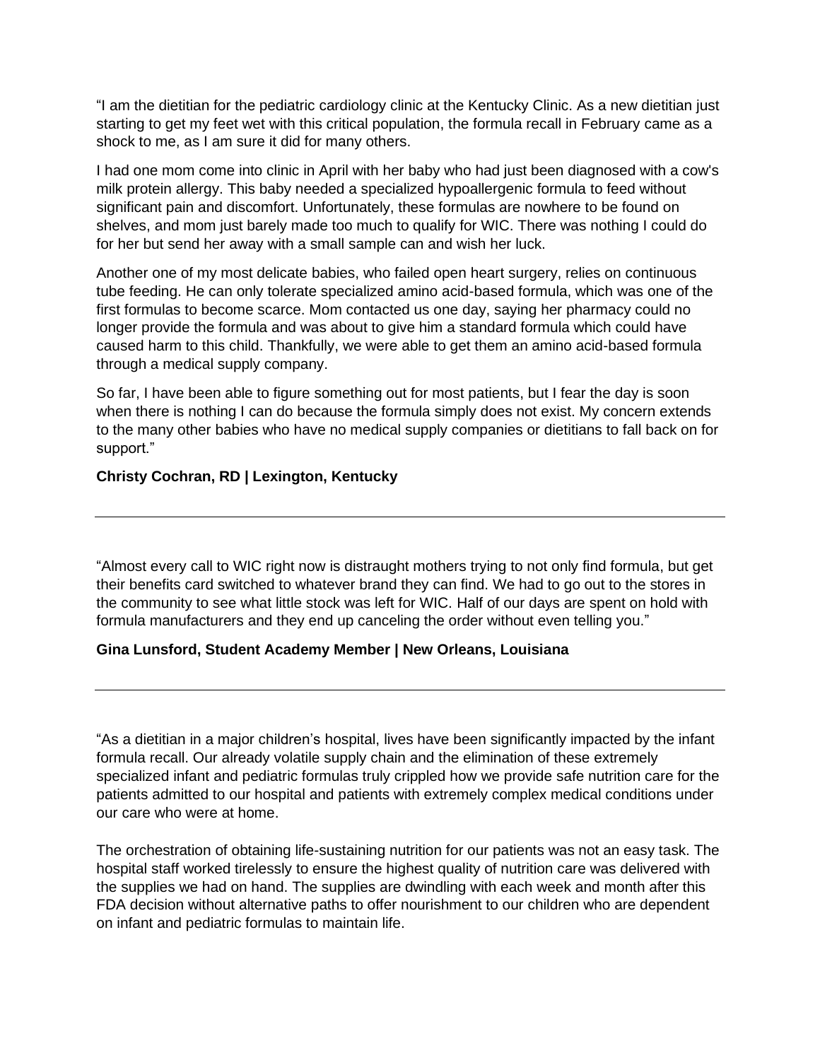"I am the dietitian for the pediatric cardiology clinic at the Kentucky Clinic. As a new dietitian just starting to get my feet wet with this critical population, the formula recall in February came as a shock to me, as I am sure it did for many others.

I had one mom come into clinic in April with her baby who had just been diagnosed with a cow's milk protein allergy. This baby needed a specialized hypoallergenic formula to feed without significant pain and discomfort. Unfortunately, these formulas are nowhere to be found on shelves, and mom just barely made too much to qualify for WIC. There was nothing I could do for her but send her away with a small sample can and wish her luck.

Another one of my most delicate babies, who failed open heart surgery, relies on continuous tube feeding. He can only tolerate specialized amino acid-based formula, which was one of the first formulas to become scarce. Mom contacted us one day, saying her pharmacy could no longer provide the formula and was about to give him a standard formula which could have caused harm to this child. Thankfully, we were able to get them an amino acid-based formula through a medical supply company.

So far, I have been able to figure something out for most patients, but I fear the day is soon when there is nothing I can do because the formula simply does not exist. My concern extends to the many other babies who have no medical supply companies or dietitians to fall back on for support."

**Christy Cochran, RD | Lexington, Kentucky**

---

"Almost every call to WIC right now is distraught mothers trying to not only find formula, but get their benefits card switched to whatever brand they can find. We had to go out to the stores in the community to see what little stock was left for WIC. Half of our days are spent on hold with formula manufacturers and they end up canceling the order without even telling you."

**Gina Lunsford, Student Academy Member | New Orleans, Louisiana**

---

"As a dietitian in a major children's hospital, lives have been significantly impacted by the infant formula recall. Our already volatile supply chain and the elimination of these extremely specialized infant and pediatric formulas truly crippled how we provide safe nutrition care for the patients admitted to our hospital and patients with extremely complex medical conditions under our care who were at home.

The orchestration of obtaining life-sustaining nutrition for our patients was not an easy task. The hospital staff worked tirelessly to ensure the highest quality of nutrition care was delivered with the supplies we had on hand. The supplies are dwindling with each week and month after this FDA decision without alternative paths to offer nourishment to our children who are dependent on infant and pediatric formulas to maintain life.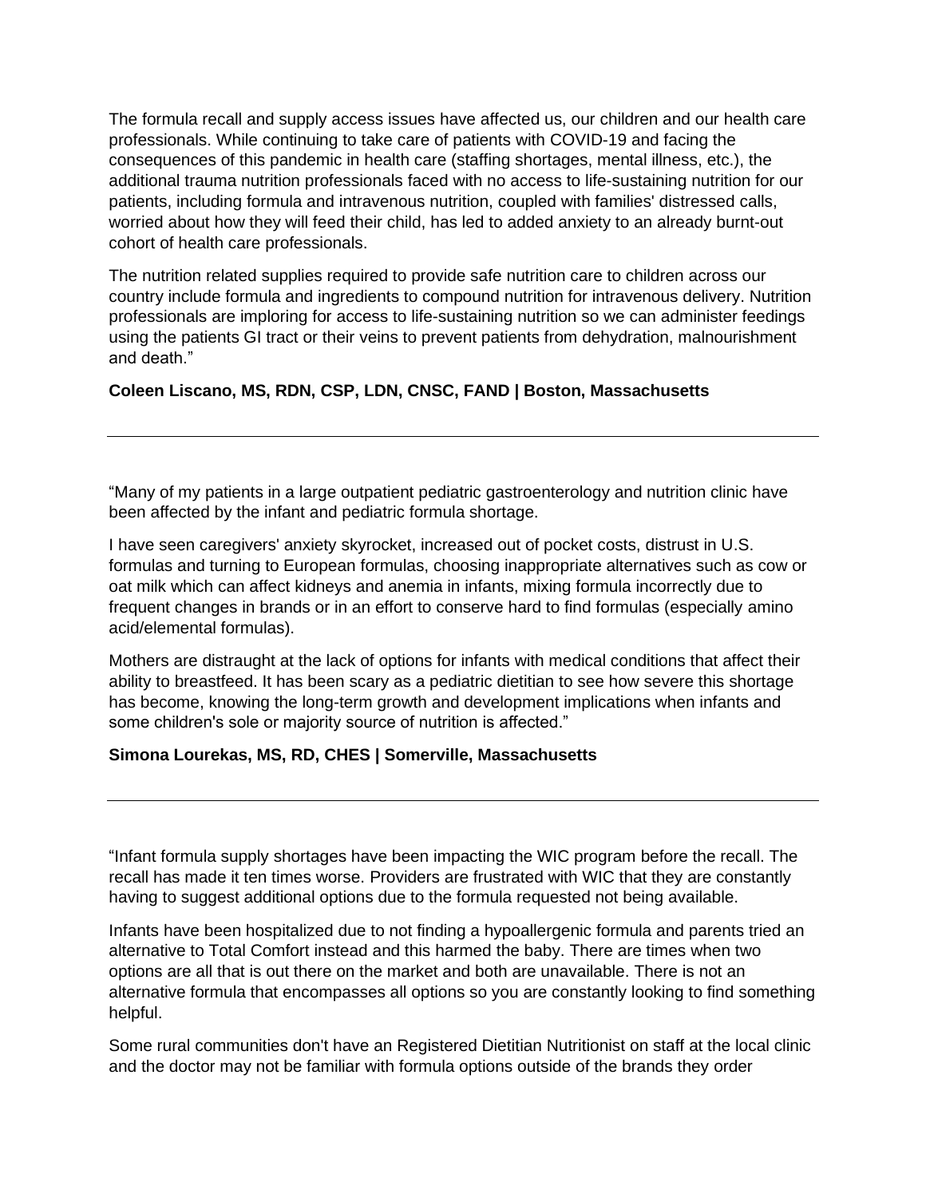The formula recall and supply access issues have affected us, our children and our health care professionals. While continuing to take care of patients with COVID-19 and facing the consequences of this pandemic in health care (staffing shortages, mental illness, etc.), the additional trauma nutrition professionals faced with no access to life-sustaining nutrition for our patients, including formula and intravenous nutrition, coupled with families' distressed calls, worried about how they will feed their child, has led to added anxiety to an already burnt-out cohort of health care professionals.

The nutrition related supplies required to provide safe nutrition care to children across our country include formula and ingredients to compound nutrition for intravenous delivery. Nutrition professionals are imploring for access to life-sustaining nutrition so we can administer feedings using the patients GI tract or their veins to prevent patients from dehydration, malnourishment and death."

**Coleen Liscano, MS, RDN, CSP, LDN, CNSC, FAND | Boston, Massachusetts**

---

"Many of my patients in a large outpatient pediatric gastroenterology and nutrition clinic have been affected by the infant and pediatric formula shortage.

I have seen caregivers' anxiety skyrocket, increased out of pocket costs, distrust in U.S. formulas and turning to European formulas, choosing inappropriate alternatives such as cow or oat milk which can affect kidneys and anemia in infants, mixing formula incorrectly due to frequent changes in brands or in an effort to conserve hard to find formulas (especially amino acid/elemental formulas).

Mothers are distraught at the lack of options for infants with medical conditions that affect their ability to breastfeed. It has been scary as a pediatric dietitian to see how severe this shortage has become, knowing the long-term growth and development implications when infants and some children's sole or majority source of nutrition is affected."

**Simona Lourekas, MS, RD, CHES | Somerville, Massachusetts**

---

"Infant formula supply shortages have been impacting the WIC program before the recall. The recall has made it ten times worse. Providers are frustrated with WIC that they are constantly having to suggest additional options due to the formula requested not being available.

Infants have been hospitalized due to not finding a hypoallergenic formula and parents tried an alternative to Total Comfort instead and this harmed the baby. There are times when two options are all that is out there on the market and both are unavailable. There is not an alternative formula that encompasses all options so you are constantly looking to find something helpful.

Some rural communities don't have an Registered Dietitian Nutritionist on staff at the local clinic and the doctor may not be familiar with formula options outside of the brands they order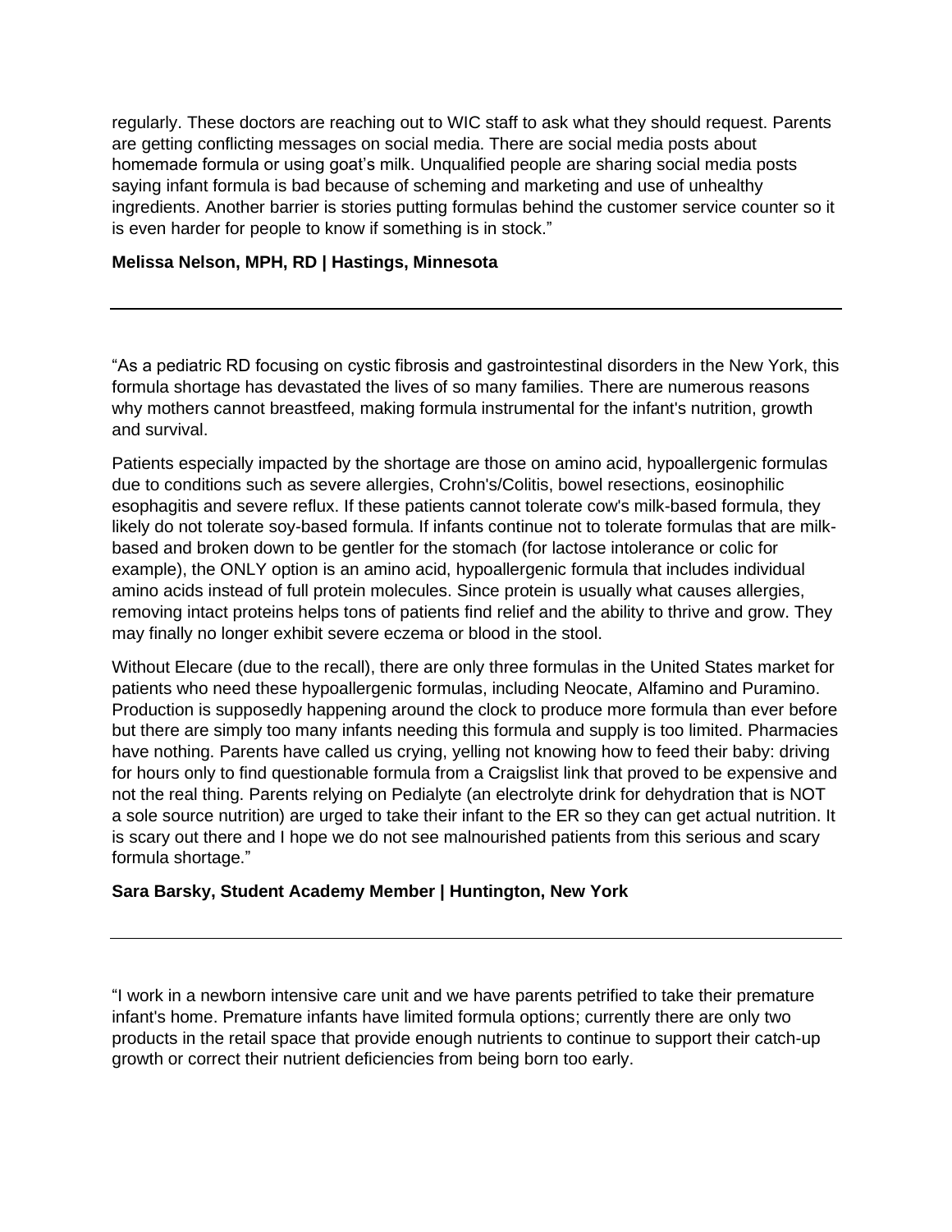regularly. These doctors are reaching out to WIC staff to ask what they should request. Parents are getting conflicting messages on social media. There are social media posts about homemade formula or using goat's milk. Unqualified people are sharing social media posts saying infant formula is bad because of scheming and marketing and use of unhealthy ingredients. Another barrier is stories putting formulas behind the customer service counter so it is even harder for people to know if something is in stock."

**Melissa Nelson, MPH, RD | Hastings, Minnesota**

---

"As a pediatric RD focusing on cystic fibrosis and gastrointestinal disorders in the New York, this formula shortage has devastated the lives of so many families. There are numerous reasons why mothers cannot breastfeed, making formula instrumental for the infant's nutrition, growth and survival.

Patients especially impacted by the shortage are those on amino acid, hypoallergenic formulas due to conditions such as severe allergies, Crohn's/Colitis, bowel resections, eosinophilic esophagitis and severe reflux. If these patients cannot tolerate cow's milk-based formula, they likely do not tolerate soy-based formula. If infants continue not to tolerate formulas that are milk-based and broken down to be gentler for the stomach (for lactose intolerance or colic for example), the ONLY option is an amino acid, hypoallergenic formula that includes individual amino acids instead of full protein molecules. Since protein is usually what causes allergies, removing intact proteins helps tons of patients find relief and the ability to thrive and grow. They may finally no longer exhibit severe eczema or blood in the stool.

Without Elecare (due to the recall), there are only three formulas in the United States market for patients who need these hypoallergenic formulas, including Neocate, Alfamino and Puramino. Production is supposedly happening around the clock to produce more formula than ever before but there are simply too many infants needing this formula and supply is too limited. Pharmacies have nothing. Parents have called us crying, yelling not knowing how to feed their baby: driving for hours only to find questionable formula from a Craigslist link that proved to be expensive and not the real thing. Parents relying on Pedialyte (an electrolyte drink for dehydration that is NOT a sole source nutrition) are urged to take their infant to the ER so they can get actual nutrition. It is scary out there and I hope we do not see malnourished patients from this serious and scary formula shortage."

**Sara Barsky, Student Academy Member | Huntington, New York**

---

"I work in a newborn intensive care unit and we have parents petrified to take their premature infant's home. Premature infants have limited formula options; currently there are only two products in the retail space that provide enough nutrients to continue to support their catch-up growth or correct their nutrient deficiencies from being born too early.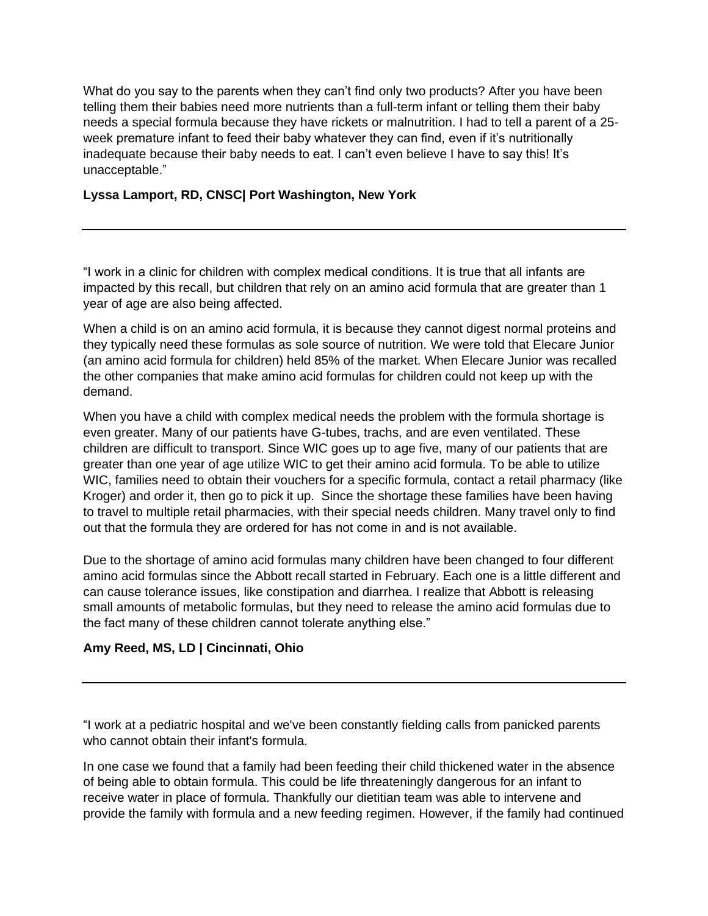What do you say to the parents when they can't find only two products? After you have been telling them their babies need more nutrients than a full-term infant or telling them their baby needs a special formula because they have rickets or malnutrition. I had to tell a parent of a 25-week premature infant to feed their baby whatever they can find, even if it's nutritionally inadequate because their baby needs to eat. I can't even believe I have to say this! It's unacceptable."

**Lyssa Lamport, RD, CNSC| Port Washington, New York**

---

"I work in a clinic for children with complex medical conditions. It is true that all infants are impacted by this recall, but children that rely on an amino acid formula that are greater than 1 year of age are also being affected.

When a child is on an amino acid formula, it is because they cannot digest normal proteins and they typically need these formulas as sole source of nutrition. We were told that Elecare Junior (an amino acid formula for children) held 85% of the market. When Elecare Junior was recalled the other companies that make amino acid formulas for children could not keep up with the demand.

When you have a child with complex medical needs the problem with the formula shortage is even greater. Many of our patients have G-tubes, trachs, and are even ventilated. These children are difficult to transport. Since WIC goes up to age five, many of our patients that are greater than one year of age utilize WIC to get their amino acid formula. To be able to utilize WIC, families need to obtain their vouchers for a specific formula, contact a retail pharmacy (like Kroger) and order it, then go to pick it up. Since the shortage these families have been having to travel to multiple retail pharmacies, with their special needs children. Many travel only to find out that the formula they are ordered for has not come in and is not available.

Due to the shortage of amino acid formulas many children have been changed to four different amino acid formulas since the Abbott recall started in February. Each one is a little different and can cause tolerance issues, like constipation and diarrhea. I realize that Abbott is releasing small amounts of metabolic formulas, but they need to release the amino acid formulas due to the fact many of these children cannot tolerate anything else."

**Amy Reed, MS, LD | Cincinnati, Ohio**

---

"I work at a pediatric hospital and we've been constantly fielding calls from panicked parents who cannot obtain their infant's formula.

In one case we found that a family had been feeding their child thickened water in the absence of being able to obtain formula. This could be life threateningly dangerous for an infant to receive water in place of formula. Thankfully our dietitian team was able to intervene and provide the family with formula and a new feeding regimen. However, if the family had continued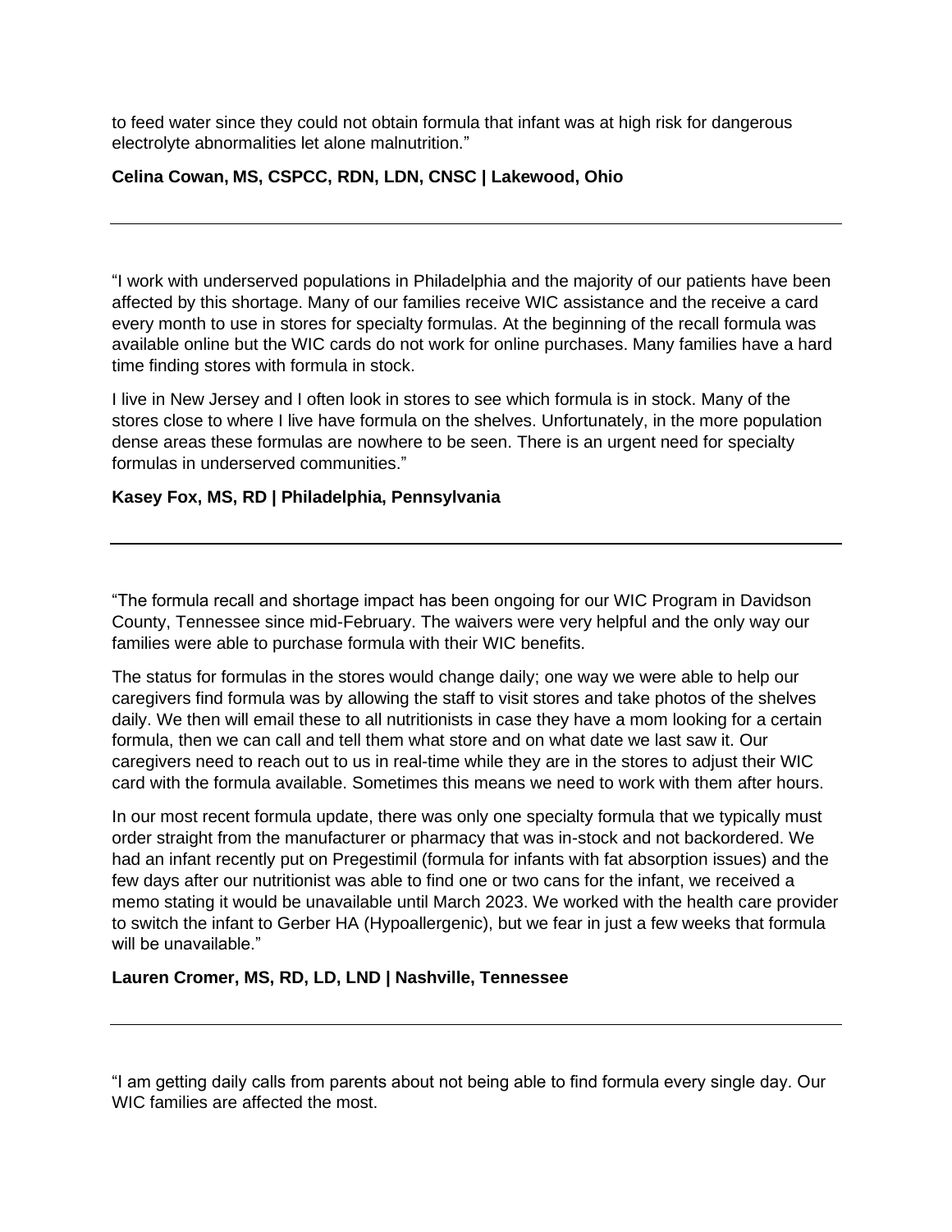to feed water since they could not obtain formula that infant was at high risk for dangerous electrolyte abnormalities let alone malnutrition."

**Celina Cowan, MS, CSPCC, RDN, LDN, CNSC | Lakewood, Ohio**

---

"I work with underserved populations in Philadelphia and the majority of our patients have been affected by this shortage. Many of our families receive WIC assistance and the receive a card every month to use in stores for specialty formulas. At the beginning of the recall formula was available online but the WIC cards do not work for online purchases. Many families have a hard time finding stores with formula in stock.

I live in New Jersey and I often look in stores to see which formula is in stock. Many of the stores close to where I live have formula on the shelves. Unfortunately, in the more population dense areas these formulas are nowhere to be seen. There is an urgent need for specialty formulas in underserved communities."

**Kasey Fox, MS, RD | Philadelphia, Pennsylvania**

---

"The formula recall and shortage impact has been ongoing for our WIC Program in Davidson County, Tennessee since mid-February. The waivers were very helpful and the only way our families were able to purchase formula with their WIC benefits.

The status for formulas in the stores would change daily; one way we were able to help our caregivers find formula was by allowing the staff to visit stores and take photos of the shelves daily. We then will email these to all nutritionists in case they have a mom looking for a certain formula, then we can call and tell them what store and on what date we last saw it. Our caregivers need to reach out to us in real-time while they are in the stores to adjust their WIC card with the formula available. Sometimes this means we need to work with them after hours.

In our most recent formula update, there was only one specialty formula that we typically must order straight from the manufacturer or pharmacy that was in-stock and not backordered. We had an infant recently put on Pregestimil (formula for infants with fat absorption issues) and the few days after our nutritionist was able to find one or two cans for the infant, we received a memo stating it would be unavailable until March 2023. We worked with the health care provider to switch the infant to Gerber HA (Hypoallergenic), but we fear in just a few weeks that formula will be unavailable."

**Lauren Cromer, MS, RD, LD, LND | Nashville, Tennessee**

---

"I am getting daily calls from parents about not being able to find formula every single day. Our WIC families are affected the most.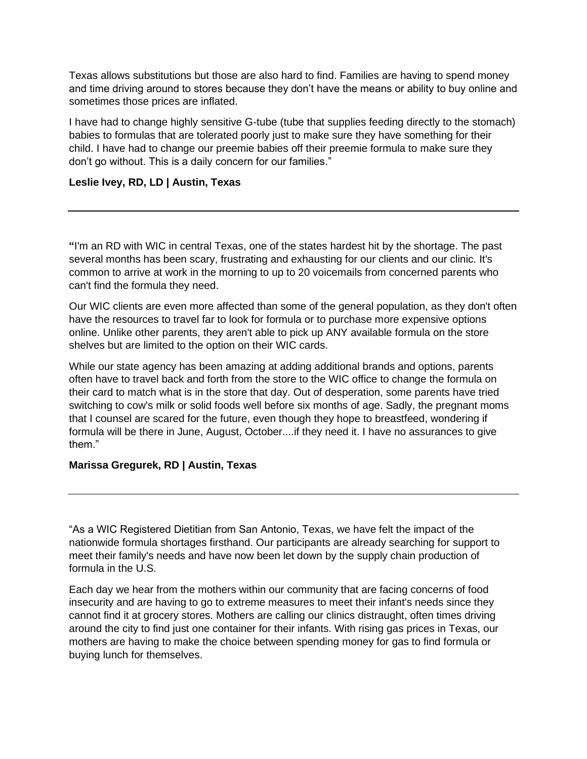Texas allows substitutions but those are also hard to find. Families are having to spend money and time driving around to stores because they don't have the means or ability to buy online and sometimes those prices are inflated.

I have had to change highly sensitive G-tube (tube that supplies feeding directly to the stomach) babies to formulas that are tolerated poorly just to make sure they have something for their child. I have had to change our preemie babies off their preemie formula to make sure they don't go without. This is a daily concern for our families."

**Leslie Ivey, RD, LD | Austin, Texas**

---

**"**I'm an RD with WIC in central Texas, one of the states hardest hit by the shortage. The past several months has been scary, frustrating and exhausting for our clients and our clinic. It's common to arrive at work in the morning to up to 20 voicemails from concerned parents who can't find the formula they need.

Our WIC clients are even more affected than some of the general population, as they don't often have the resources to travel far to look for formula or to purchase more expensive options online. Unlike other parents, they aren't able to pick up ANY available formula on the store shelves but are limited to the option on their WIC cards.

While our state agency has been amazing at adding additional brands and options, parents often have to travel back and forth from the store to the WIC office to change the formula on their card to match what is in the store that day. Out of desperation, some parents have tried switching to cow's milk or solid foods well before six months of age. Sadly, the pregnant moms that I counsel are scared for the future, even though they hope to breastfeed, wondering if formula will be there in June, August, October....if they need it. I have no assurances to give them."

**Marissa Gregurek, RD | Austin, Texas**

---

"As a WIC Registered Dietitian from San Antonio, Texas, we have felt the impact of the nationwide formula shortages firsthand. Our participants are already searching for support to meet their family's needs and have now been let down by the supply chain production of formula in the U.S.

Each day we hear from the mothers within our community that are facing concerns of food insecurity and are having to go to extreme measures to meet their infant's needs since they cannot find it at grocery stores. Mothers are calling our clinics distraught, often times driving around the city to find just one container for their infants. With rising gas prices in Texas, our mothers are having to make the choice between spending money for gas to find formula or buying lunch for themselves.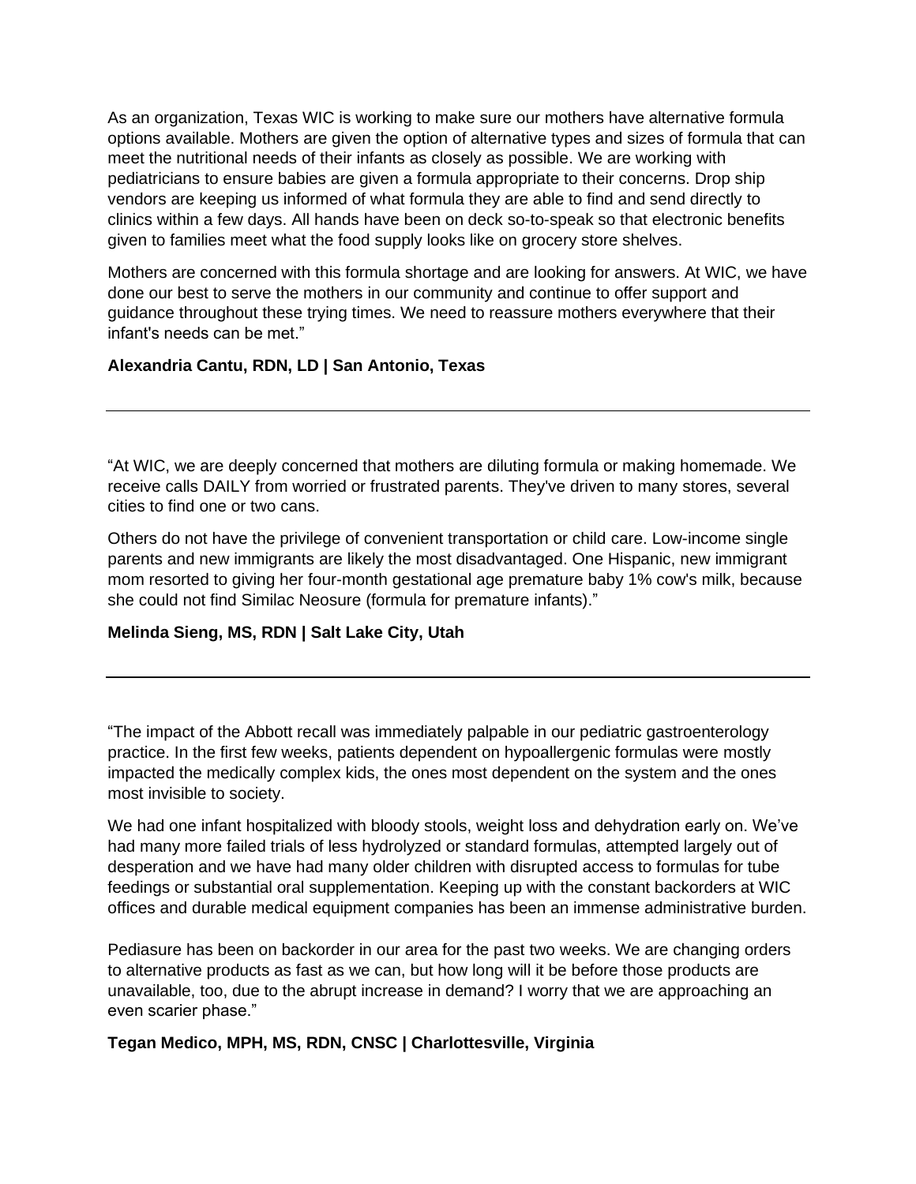As an organization, Texas WIC is working to make sure our mothers have alternative formula options available. Mothers are given the option of alternative types and sizes of formula that can meet the nutritional needs of their infants as closely as possible. We are working with pediatricians to ensure babies are given a formula appropriate to their concerns. Drop ship vendors are keeping us informed of what formula they are able to find and send directly to clinics within a few days. All hands have been on deck so-to-speak so that electronic benefits given to families meet what the food supply looks like on grocery store shelves.

Mothers are concerned with this formula shortage and are looking for answers. At WIC, we have done our best to serve the mothers in our community and continue to offer support and guidance throughout these trying times. We need to reassure mothers everywhere that their infant's needs can be met."

**Alexandria Cantu, RDN, LD | San Antonio, Texas**

---

"At WIC, we are deeply concerned that mothers are diluting formula or making homemade. We receive calls DAILY from worried or frustrated parents. They've driven to many stores, several cities to find one or two cans.

Others do not have the privilege of convenient transportation or child care. Low-income single parents and new immigrants are likely the most disadvantaged. One Hispanic, new immigrant mom resorted to giving her four-month gestational age premature baby 1% cow's milk, because she could not find Similac Neosure (formula for premature infants)."

**Melinda Sieng, MS, RDN | Salt Lake City, Utah**

---

"The impact of the Abbott recall was immediately palpable in our pediatric gastroenterology practice. In the first few weeks, patients dependent on hypoallergenic formulas were mostly impacted the medically complex kids, the ones most dependent on the system and the ones most invisible to society.

We had one infant hospitalized with bloody stools, weight loss and dehydration early on. We've had many more failed trials of less hydrolyzed or standard formulas, attempted largely out of desperation and we have had many older children with disrupted access to formulas for tube feedings or substantial oral supplementation. Keeping up with the constant backorders at WIC offices and durable medical equipment companies has been an immense administrative burden.

Pediasure has been on backorder in our area for the past two weeks. We are changing orders to alternative products as fast as we can, but how long will it be before those products are unavailable, too, due to the abrupt increase in demand? I worry that we are approaching an even scarier phase."

**Tegan Medico, MPH, MS, RDN, CNSC | Charlottesville, Virginia**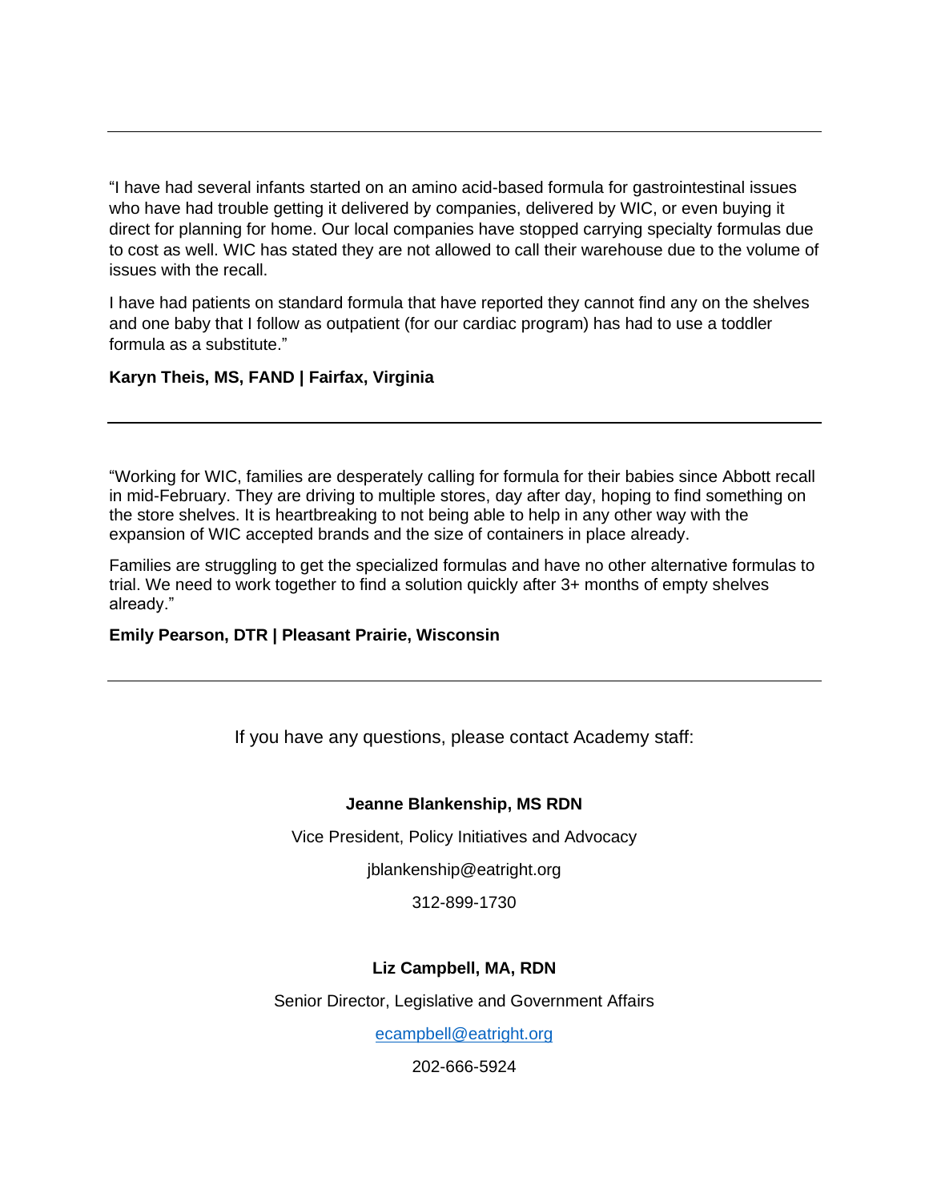---

"I have had several infants started on an amino acid-based formula for gastrointestinal issues who have had trouble getting it delivered by companies, delivered by WIC, or even buying it direct for planning for home. Our local companies have stopped carrying specialty formulas due to cost as well. WIC has stated they are not allowed to call their warehouse due to the volume of issues with the recall.

I have had patients on standard formula that have reported they cannot find any on the shelves and one baby that I follow as outpatient (for our cardiac program) has had to use a toddler formula as a substitute."

**Karyn Theis, MS, FAND | Fairfax, Virginia**

---

"Working for WIC, families are desperately calling for formula for their babies since Abbott recall in mid-February. They are driving to multiple stores, day after day, hoping to find something on the store shelves. It is heartbreaking to not being able to help in any other way with the expansion of WIC accepted brands and the size of containers in place already.

Families are struggling to get the specialized formulas and have no other alternative formulas to trial. We need to work together to find a solution quickly after 3+ months of empty shelves already."

**Emily Pearson, DTR | Pleasant Prairie, Wisconsin**

---

If you have any questions, please contact Academy staff:

**Jeanne Blankenship, MS RDN**

Vice President, Policy Initiatives and Advocacy

jblankenship@eatright.org

312-899-1730

**Liz Campbell, MA, RDN**

Senior Director, Legislative and Government Affairs

ecampbell@eatright.org

202-666-5924